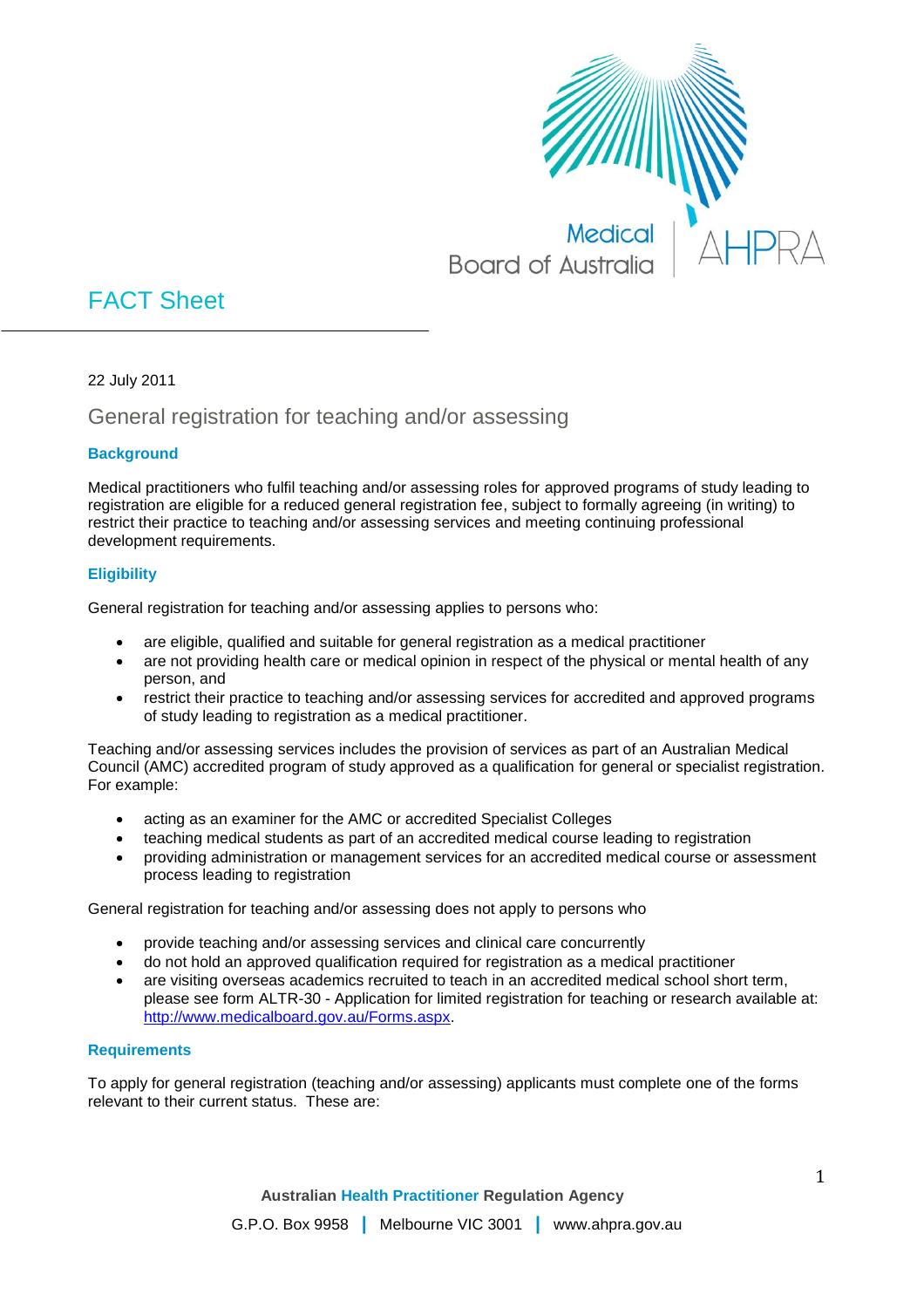Medical Board of Australia | AHPRA

# FACT Sheet

22 July 2011

## General registration for teaching and/or assessing

### Background

Medical practitioners who fulfil teaching and/or assessing roles for approved programs of study leading to registration are eligible for a reduced general registration fee, subject to formally agreeing (in writing) to restrict their practice to teaching and/or assessing services and meeting continuing professional development requirements.

### Eligibility

General registration for teaching and/or assessing applies to persons who:

- are eligible, qualified and suitable for general registration as a medical practitioner
- are not providing health care or medical opinion in respect of the physical or mental health of any person, and
- restrict their practice to teaching and/or assessing services for accredited and approved programs of study leading to registration as a medical practitioner.

Teaching and/or assessing services includes the provision of services as part of an Australian Medical Council (AMC) accredited program of study approved as a qualification for general or specialist registration. For example:

- acting as an examiner for the AMC or accredited Specialist Colleges
- teaching medical students as part of an accredited medical course leading to registration
- providing administration or management services for an accredited medical course or assessment process leading to registration

General registration for teaching and/or assessing does not apply to persons who

- provide teaching and/or assessing services and clinical care concurrently
- do not hold an approved qualification required for registration as a medical practitioner
- are visiting overseas academics recruited to teach in an accredited medical school short term, please see form ALTR-30 - Application for limited registration for teaching or research available at: http://www.medicalboard.gov.au/Forms.aspx.

### Requirements

To apply for general registration (teaching and/or assessing) applicants must complete one of the forms relevant to their current status. These are: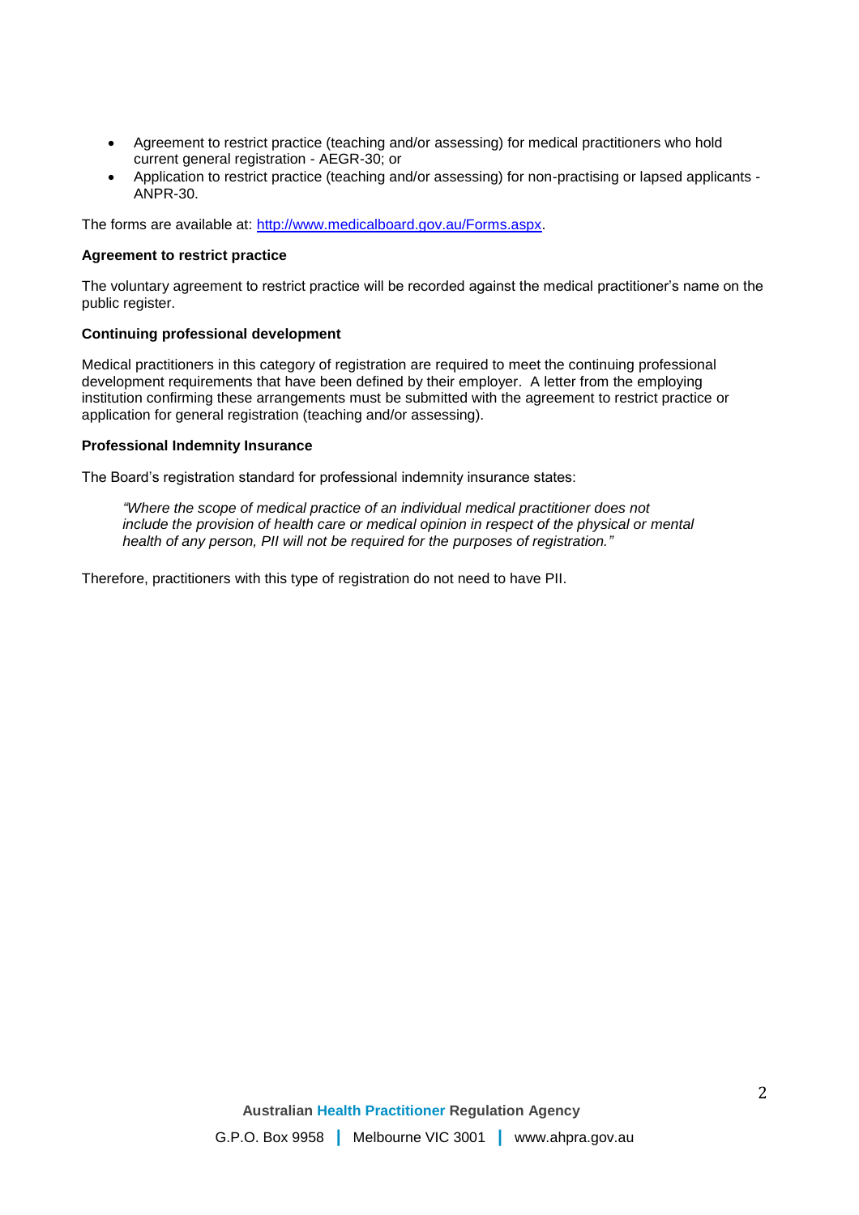- Agreement to restrict practice (teaching and/or assessing) for medical practitioners who hold current general registration - AEGR-30; or
- Application to restrict practice (teaching and/or assessing) for non-practising or lapsed applicants - ANPR-30.

The forms are available at: [http://www.medicalboard.gov.au/Forms.aspx](http://www.medicalboard.gov.au/Forms.aspx).

**Agreement to restrict practice**

The voluntary agreement to restrict practice will be recorded against the medical practitioner's name on the public register.

**Continuing professional development**

Medical practitioners in this category of registration are required to meet the continuing professional development requirements that have been defined by their employer. A letter from the employing institution confirming these arrangements must be submitted with the agreement to restrict practice or application for general registration (teaching and/or assessing).

**Professional Indemnity Insurance**

The Board's registration standard for professional indemnity insurance states:

> *"Where the scope of medical practice of an individual medical practitioner does not include the provision of health care or medical opinion in respect of the physical or mental health of any person, PII will not be required for the purposes of registration."*

Therefore, practitioners with this type of registration do not need to have PII.